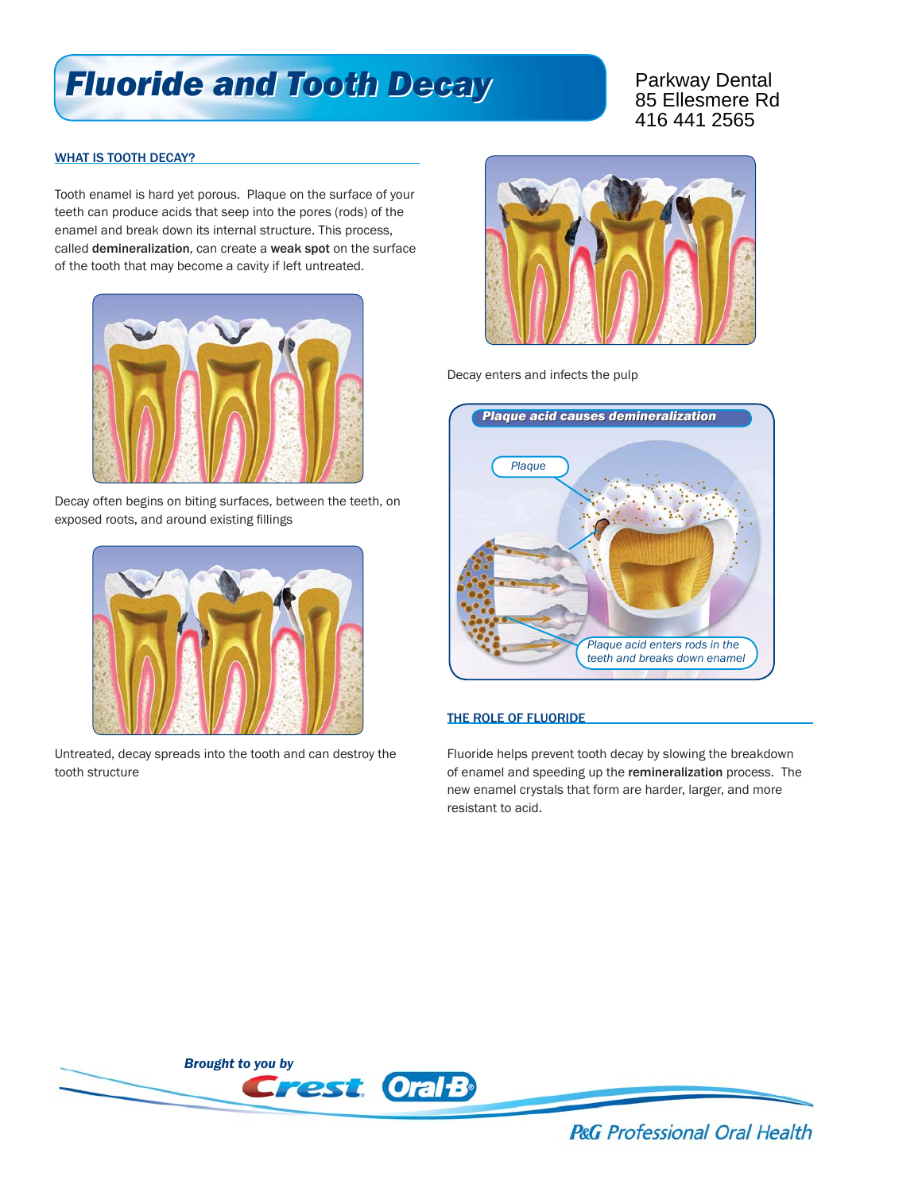# Fluoride and Tooth Decay

Parkway Dental
85 Ellesmere Rd
416 441 2565

## WHAT IS TOOTH DECAY?

Tooth enamel is hard yet porous. Plaque on the surface of your teeth can produce acids that seep into the pores (rods) of the enamel and break down its internal structure. This process, called **demineralization**, can create a **weak spot** on the surface of the tooth that may become a cavity if left untreated.

Decay often begins on biting surfaces, between the teeth, on exposed roots, and around existing fillings

Untreated, decay spreads into the tooth and can destroy the tooth structure

Decay enters and infects the pulp

*Plaque acid causes demineralization*

*Plaque*

*Plaque acid enters rods in the teeth and breaks down enamel*

## THE ROLE OF FLUORIDE

Fluoride helps prevent tooth decay by slowing the breakdown of enamel and speeding up the **remineralization** process. The new enamel crystals that form are harder, larger, and more resistant to acid.

*Brought to you by* Crest Oral-B

P&G Professional Oral Health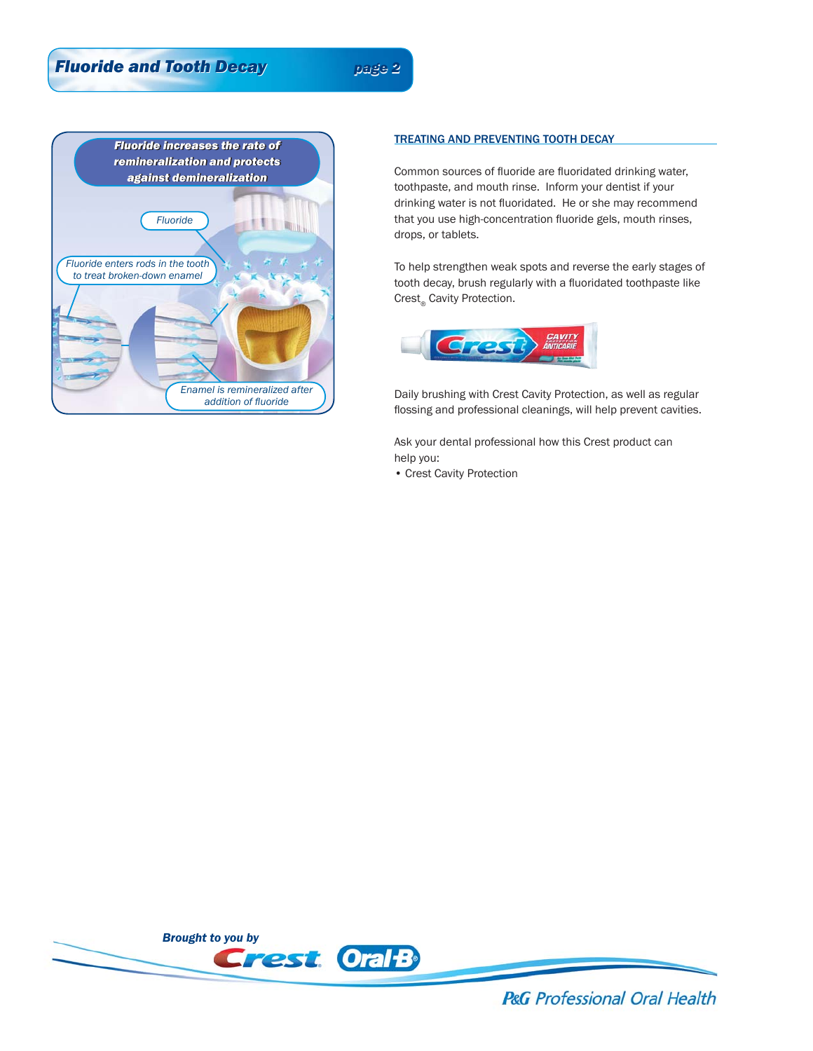Fluoride increases the rate of remineralization and protects against demineralization

Fluoride

Fluoride enters rods in the tooth to treat broken-down enamel

Enamel is remineralized after addition of fluoride

## TREATING AND PREVENTING TOOTH DECAY

Common sources of fluoride are fluoridated drinking water, toothpaste, and mouth rinse. Inform your dentist if your drinking water is not fluoridated. He or she may recommend that you use high-concentration fluoride gels, mouth rinses, drops, or tablets.

To help strengthen weak spots and reverse the early stages of tooth decay, brush regularly with a fluoridated toothpaste like Crest® Cavity Protection.

Daily brushing with Crest Cavity Protection, as well as regular flossing and professional cleanings, will help prevent cavities.

Ask your dental professional how this Crest product can help you:

- Crest Cavity Protection

*Brought to you by* Crest Oral-B

P&G Professional Oral Health